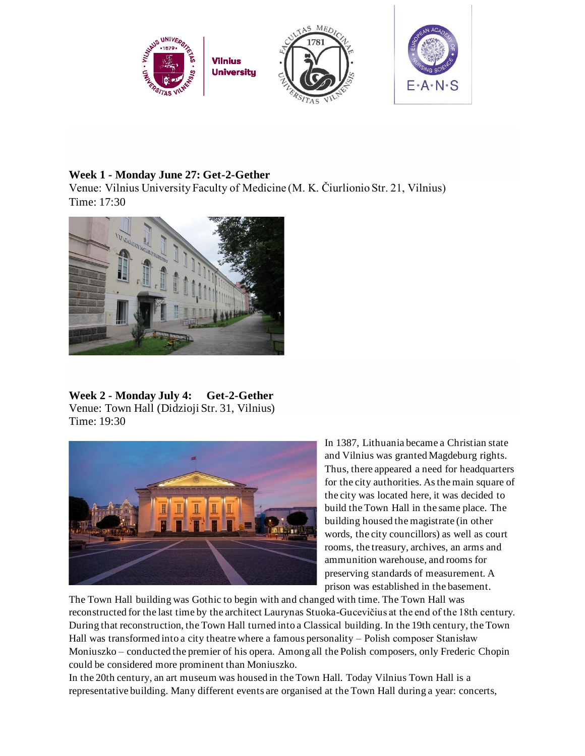**Week 1 - Monday June 27: Get-2-Gether**

Venue: Vilnius University Faculty of Medicine (M. K. Čiurlionio Str. 21, Vilnius)
Time: 17:30

**Week 2 - Monday July 4: Get-2-Gether**

Venue: Town Hall (Didzioji Str. 31, Vilnius)
Time: 19:30

In 1387, Lithuania became a Christian state and Vilnius was granted Magdeburg rights. Thus, there appeared a need for headquarters for the city authorities. As the main square of the city was located here, it was decided to build the Town Hall in the same place. The building housed the magistrate (in other words, the city councillors) as well as court rooms, the treasury, archives, an arms and ammunition warehouse, and rooms for preserving standards of measurement. A prison was established in the basement.

The Town Hall building was Gothic to begin with and changed with time. The Town Hall was reconstructed for the last time by the architect Laurynas Stuoka-Gucevičius at the end of the 18th century. During that reconstruction, the Town Hall turned into a Classical building. In the 19th century, the Town Hall was transformed into a city theatre where a famous personality – Polish composer Stanisław Moniuszko – conducted the premier of his opera. Among all the Polish composers, only Frederic Chopin could be considered more prominent than Moniuszko.

In the 20th century, an art museum was housed in the Town Hall. Today Vilnius Town Hall is a representative building. Many different events are organised at the Town Hall during a year: concerts,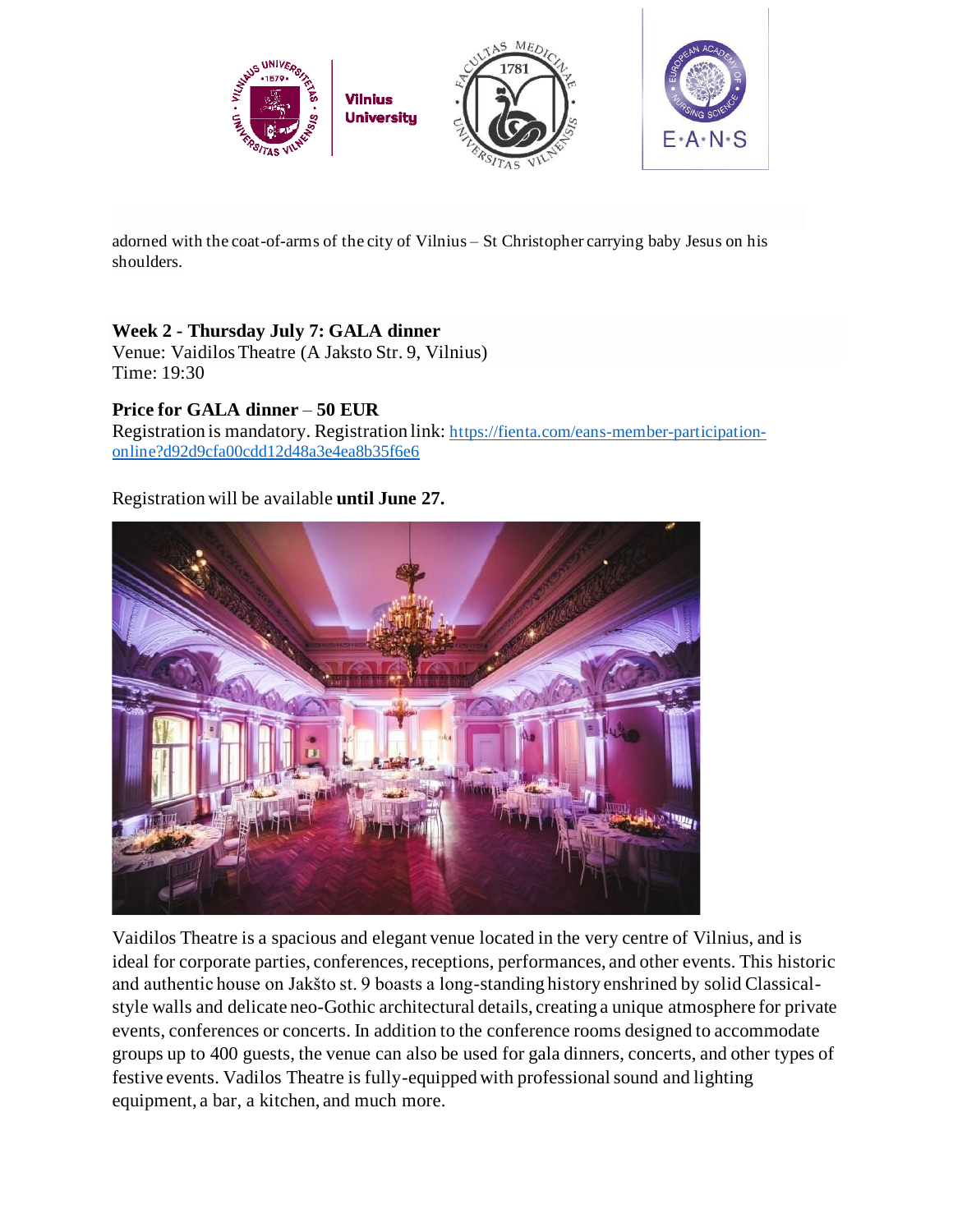adorned with the coat-of-arms of the city of Vilnius – St Christopher carrying baby Jesus on his shoulders.

**Week 2 - Thursday July 7: GALA dinner**
Venue: Vaidilos Theatre (A Jaksto Str. 9, Vilnius)
Time: 19:30

**Price for GALA dinner – 50 EUR**
Registration is mandatory. Registration link: https://fienta.com/eans-member-participation-online?d92d9cfa00cdd12d48a3e4ea8b35f6e6

Registration will be available **until June 27.**

Vaidilos Theatre is a spacious and elegant venue located in the very centre of Vilnius, and is ideal for corporate parties, conferences, receptions, performances, and other events. This historic and authentic house on Jakšto st. 9 boasts a long-standing history enshrined by solid Classical-style walls and delicate neo-Gothic architectural details, creating a unique atmosphere for private events, conferences or concerts. In addition to the conference rooms designed to accommodate groups up to 400 guests, the venue can also be used for gala dinners, concerts, and other types of festive events. Vadilos Theatre is fully-equipped with professional sound and lighting equipment, a bar, a kitchen, and much more.